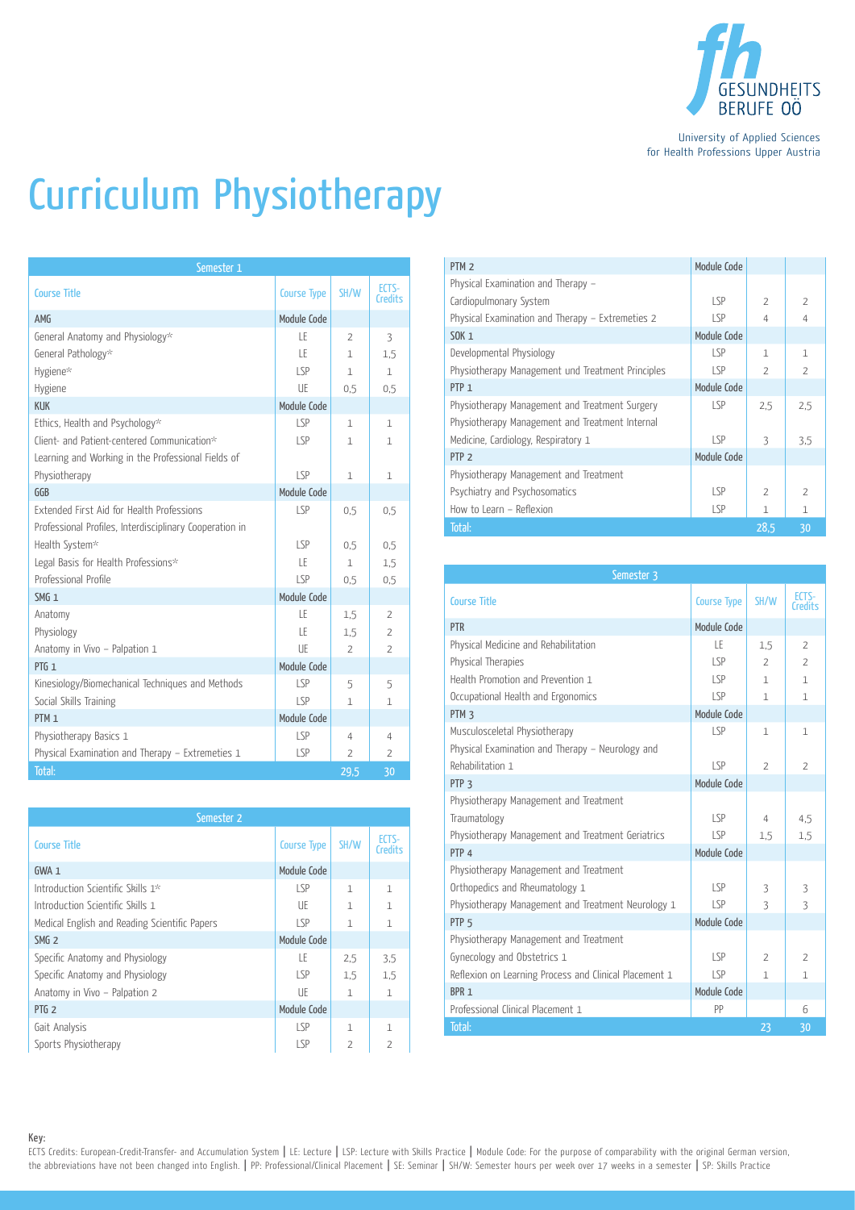University of Applied Sciences for Health Professions Upper Austria

# Curriculum Physiotherapy

## Semester 1

| Course Title | Course Type | SH/W | ECTS-Credits |
|---|---|---|---|
| AMG | Module Code | | |
| General Anatomy and Physiology* | LE | 2 | 3 |
| General Pathology* | LE | 1 | 1,5 |
| Hygiene* | LSP | 1 | 1 |
| Hygiene | UE | 0,5 | 0,5 |
| KUK | Module Code | | |
| Ethics, Health and Psychology* | LSP | 1 | 1 |
| Client- and Patient-centered Communication* | LSP | 1 | 1 |
| Learning and Working in the Professional Fields of Physiotherapy | LSP | 1 | 1 |
| GGB | Module Code | | |
| Extended First Aid for Health Professions | LSP | 0,5 | 0,5 |
| Professional Profiles, Interdisciplinary Cooperation in Health System* | LSP | 0,5 | 0,5 |
| Legal Basis for Health Professions* | LE | 1 | 1,5 |
| Professional Profile | LSP | 0,5 | 0,5 |
| SMG 1 | Module Code | | |
| Anatomy | LE | 1,5 | 2 |
| Physiology | LE | 1,5 | 2 |
| Anatomy in Vivo – Palpation 1 | UE | 2 | 2 |
| PTG 1 | Module Code | | |
| Kinesiology/Biomechanical Techniques and Methods | LSP | 5 | 5 |
| Social Skills Training | LSP | 1 | 1 |
| PTM 1 | Module Code | | |
| Physiotherapy Basics 1 | LSP | 4 | 4 |
| Physical Examination and Therapy – Extremeties 1 | LSP | 2 | 2 |
| Total: | | 29,5 | 30 |

## Semester 2

| Course Title | Course Type | SH/W | ECTS-Credits |
|---|---|---|---|
| GWA 1 | Module Code | | |
| Introduction Scientific Skills 1* | LSP | 1 | 1 |
| Introduction Scientific Skills 1 | UE | 1 | 1 |
| Medical English and Reading Scientific Papers | LSP | 1 | 1 |
| SMG 2 | Module Code | | |
| Specific Anatomy and Physiology | LE | 2,5 | 3,5 |
| Specific Anatomy and Physiology | LSP | 1,5 | 1,5 |
| Anatomy in Vivo – Palpation 2 | UE | 1 | 1 |
| PTG 2 | Module Code | | |
| Gait Analysis | LSP | 1 | 1 |
| Sports Physiotherapy | LSP | 2 | 2 |
| PTM 2 | Module Code | | |
| Physical Examination and Therapy – Cardiopulmonary System | LSP | 2 | 2 |
| Physical Examination and Therapy – Extremeties 2 | LSP | 4 | 4 |
| SOK 1 | Module Code | | |
| Developmental Physiology | LSP | 1 | 1 |
| Physiotherapy Management und Treatment Principles | LSP | 2 | 2 |
| PTP 1 | Module Code | | |
| Physiotherapy Management and Treatment Surgery | LSP | 2,5 | 2,5 |
| Physiotherapy Management and Treatment Internal Medicine, Cardiology, Respiratory 1 | LSP | 3 | 3,5 |
| PTP 2 | Module Code | | |
| Physiotherapy Management and Treatment Psychiatry and Psychosomatics | LSP | 2 | 2 |
| How to Learn – Reflexion | LSP | 1 | 1 |
| Total: | | 28,5 | 30 |

## Semester 3

| Course Title | Course Type | SH/W | ECTS-Credits |
|---|---|---|---|
| PTR | Module Code | | |
| Physical Medicine and Rehabilitation | LE | 1,5 | 2 |
| Physical Therapies | LSP | 2 | 2 |
| Health Promotion and Prevention 1 | LSP | 1 | 1 |
| Occupational Health and Ergonomics | LSP | 1 | 1 |
| PTM 3 | Module Code | | |
| Musculosceletal Physiotherapy | LSP | 1 | 1 |
| Physical Examination and Therapy – Neurology and Rehabilitation 1 | LSP | 2 | 2 |
| PTP 3 | Module Code | | |
| Physiotherapy Management and Treatment Traumatology | LSP | 4 | 4,5 |
| Physiotherapy Management and Treatment Geriatrics | LSP | 1,5 | 1,5 |
| PTP 4 | Module Code | | |
| Physiotherapy Management and Treatment Orthopedics and Rheumatology 1 | LSP | 3 | 3 |
| Physiotherapy Management and Treatment Neurology 1 | LSP | 3 | 3 |
| PTP 5 | Module Code | | |
| Physiotherapy Management and Treatment Gynecology and Obstetrics 1 | LSP | 2 | 2 |
| Reflexion on Learning Process and Clinical Placement 1 | LSP | 1 | 1 |
| BPR 1 | Module Code | | |
| Professional Clinical Placement 1 | PP | | 6 |
| Total: | | 23 | 30 |

**Key:**
ECTS Credits: European-Credit-Transfer- and Accumulation System | LE: Lecture | LSP: Lecture with Skills Practice | Module Code: For the purpose of comparability with the original German version, the abbreviations have not been changed into English. | PP: Professional/Clinical Placement | SE: Seminar | SH/W: Semester hours per week over 17 weeks in a semester | SP: Skills Practice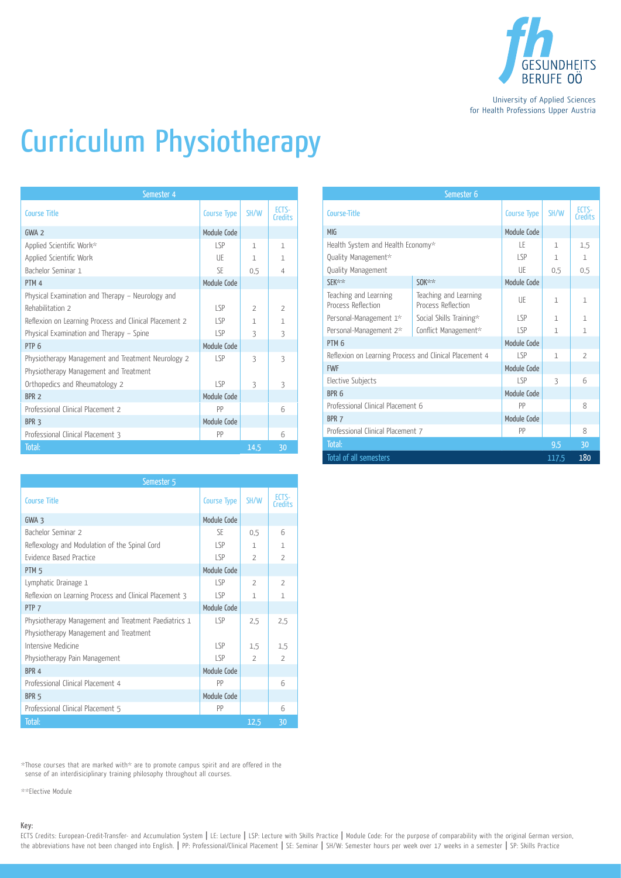University of Applied Sciences
for Health Professions Upper Austria

# Curriculum Physiotherapy

| Semester 4 | | | |
|---|---|---|---|
| Course Title | Course Type | SH/W | ECTS-Credits |
| GWA 2 | Module Code | | |
| Applied Scientific Work* | LSP | 1 | 1 |
| Applied Scientific Work | UE | 1 | 1 |
| Bachelor Seminar 1 | SE | 0,5 | 4 |
| PTM 4 | Module Code | | |
| Physical Examination and Therapy – Neurology and Rehabilitation 2 | LSP | 2 | 2 |
| Reflexion on Learning Process and Clinical Placement 2 | LSP | 1 | 1 |
| Physical Examination and Therapy – Spine | LSP | 3 | 3 |
| PTP 6 | Module Code | | |
| Physiotherapy Management and Treatment Neurology 2 | LSP | 3 | 3 |
| Physiotherapy Management and Treatment Orthopedics and Rheumatology 2 | LSP | 3 | 3 |
| BPR 2 | Module Code | | |
| Professional Clinical Placement 2 | PP | | 6 |
| BPR 3 | Module Code | | |
| Professional Clinical Placement 3 | PP | | 6 |
| Total: | | 14,5 | 30 |

| Semester 5 | | | |
|---|---|---|---|
| Course Title | Course Type | SH/W | ECTS-Credits |
| GWA 3 | Module Code | | |
| Bachelor Seminar 2 | SE | 0,5 | 6 |
| Reflexology and Modulation of the Spinal Cord | LSP | 1 | 1 |
| Evidence Based Practice | LSP | 2 | 2 |
| PTM 5 | Module Code | | |
| Lymphatic Drainage 1 | LSP | 2 | 2 |
| Reflexion on Learning Process and Clinical Placement 3 | LSP | 1 | 1 |
| PTP 7 | Module Code | | |
| Physiotherapy Management and Treatment Paediatrics 1 | LSP | 2,5 | 2,5 |
| Physiotherapy Management and Treatment Intensive Medicine | LSP | 1,5 | 1,5 |
| Physiotherapy Pain Management | LSP | 2 | 2 |
| BPR 4 | Module Code | | |
| Professional Clinical Placement 4 | PP | | 6 |
| BPR 5 | Module Code | | |
| Professional Clinical Placement 5 | PP | | 6 |
| Total: | | 12,5 | 30 |

| Semester 6 | | | | |
|---|---|---|---|---|
| Course-Title | | Course Type | SH/W | ECTS-Credits |
| MIG | | Module Code | | |
| Health System and Health Economy* | | LE | 1 | 1,5 |
| Quality Management* | | LSP | 1 | 1 |
| Quality Management | | UE | 0,5 | 0,5 |
| SEK** | SOK** | Module Code | | |
| Teaching and Learning Process Reflection | Teaching and Learning Process Reflection | UE | 1 | 1 |
| Personal-Management 1* | Social Skills Training* | LSP | 1 | 1 |
| Personal-Management 2* | Conflict Management* | LSP | 1 | 1 |
| PTM 6 | | Module Code | | |
| Reflexion on Learning Process and Clinical Placement 4 | | LSP | 1 | 2 |
| FWF | | Module Code | | |
| Elective Subjects | | LSP | 3 | 6 |
| BPR 6 | | Module Code | | |
| Professional Clinical Placement 6 | | PP | | 8 |
| BPR 7 | | Module Code | | |
| Professional Clinical Placement 7 | | PP | | 8 |
| Total: | | | 9,5 | 30 |
| Total of all semesters | | | 117,5 | 180 |

*Those courses that are marked with* are to promote campus spirit and are offered in the sense of an interdisiciplinary training philosophy throughout all courses.

**Elective Module

**Key:**
ECTS Credits: European-Credit-Transfer- and Accumulation System | LE: Lecture | LSP: Lecture with Skills Practice | Module Code: For the purpose of comparability with the original German version, the abbreviations have not been changed into English. | PP: Professional/Clinical Placement | SE: Seminar | SH/W: Semester hours per week over 17 weeks in a semester | SP: Skills Practice